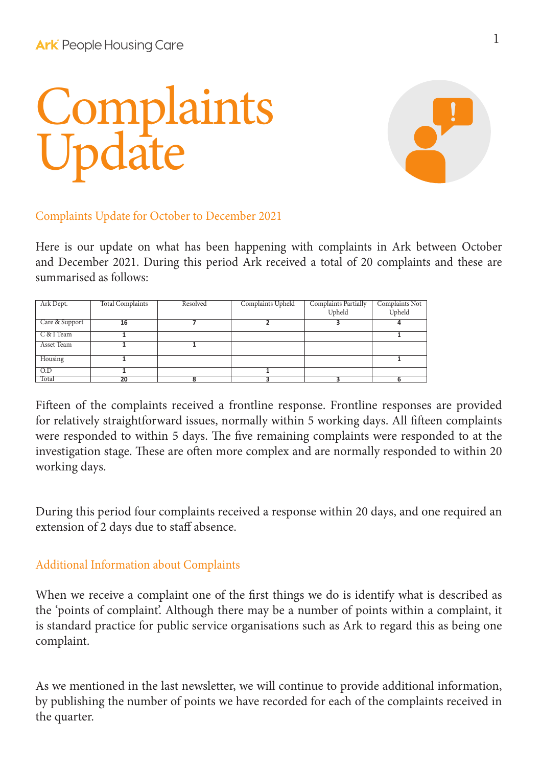Ark People Housing Care

# Complaints Update

## Complaints Update for October to December 2021

Here is our update on what has been happening with complaints in Ark between October and December 2021. During this period Ark received a total of 20 complaints and these are summarised as follows:

| Ark Dept. | Total Complaints | Resolved | Complaints Upheld | Complaints Partially Upheld | Complaints Not Upheld |
|---|---|---|---|---|---|
| Care & Support | 16 | 7 | 2 | 3 | 4 |
| C & I Team | 1 | | | | 1 |
| Asset Team | 1 | 1 | | | |
| Housing | 1 | | | | 1 |
| O.D | 1 | | 1 | | |
| Total | 20 | 8 | 3 | 3 | 6 |

Fifteen of the complaints received a frontline response. Frontline responses are provided for relatively straightforward issues, normally within 5 working days. All fifteen complaints were responded to within 5 days. The five remaining complaints were responded to at the investigation stage. These are often more complex and are normally responded to within 20 working days.

During this period four complaints received a response within 20 days, and one required an extension of 2 days due to staff absence.

## Additional Information about Complaints

When we receive a complaint one of the first things we do is identify what is described as the 'points of complaint'. Although there may be a number of points within a complaint, it is standard practice for public service organisations such as Ark to regard this as being one complaint.

As we mentioned in the last newsletter, we will continue to provide additional information, by publishing the number of points we have recorded for each of the complaints received in the quarter.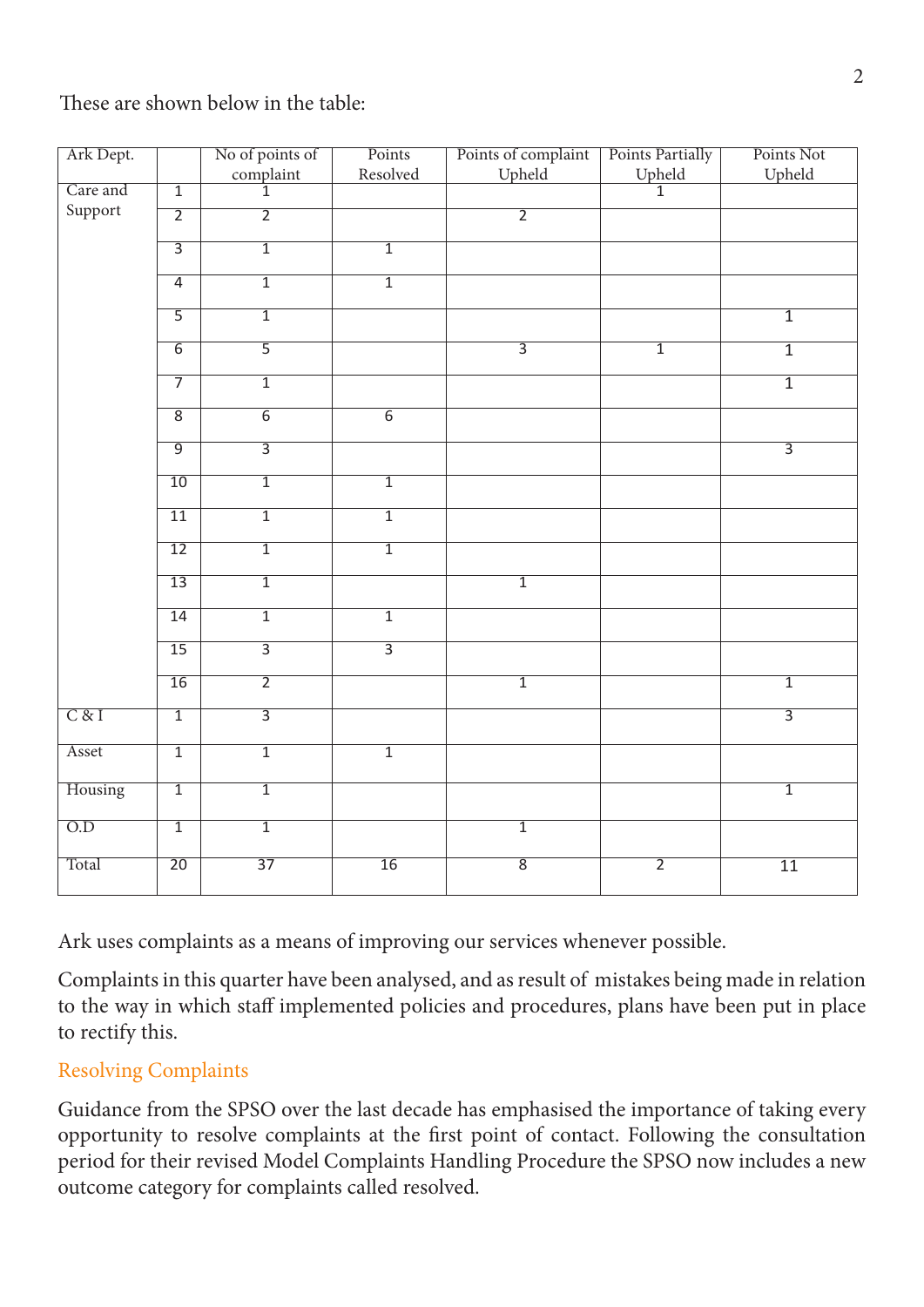These are shown below in the table:

| Ark Dept. | | No of points of complaint | Points Resolved | Points of complaint Upheld | Points Partially Upheld | Points Not Upheld |
|---|---|---|---|---|---|---|
| Care and Support | 1 | 1 | | | 1 | |
| | 2 | 2 | | 2 | | |
| | 3 | 1 | 1 | | | |
| | 4 | 1 | 1 | | | |
| | 5 | 1 | | | | 1 |
| | 6 | 5 | | 3 | 1 | 1 |
| | 7 | 1 | | | | 1 |
| | 8 | 6 | 6 | | | |
| | 9 | 3 | | | | 3 |
| | 10 | 1 | 1 | | | |
| | 11 | 1 | 1 | | | |
| | 12 | 1 | 1 | | | |
| | 13 | 1 | | 1 | | |
| | 14 | 1 | 1 | | | |
| | 15 | 3 | 3 | | | |
| | 16 | 2 | | 1 | | 1 |
| C & I | 1 | 3 | | | | 3 |
| Asset | 1 | 1 | 1 | | | |
| Housing | 1 | 1 | | | | 1 |
| O.D | 1 | 1 | | 1 | | |
| Total | 20 | 37 | 16 | 8 | 2 | 11 |

Ark uses complaints as a means of improving our services whenever possible.

Complaints in this quarter have been analysed, and as result of mistakes being made in relation to the way in which staff implemented policies and procedures, plans have been put in place to rectify this.

## Resolving Complaints

Guidance from the SPSO over the last decade has emphasised the importance of taking every opportunity to resolve complaints at the first point of contact. Following the consultation period for their revised Model Complaints Handling Procedure the SPSO now includes a new outcome category for complaints called resolved.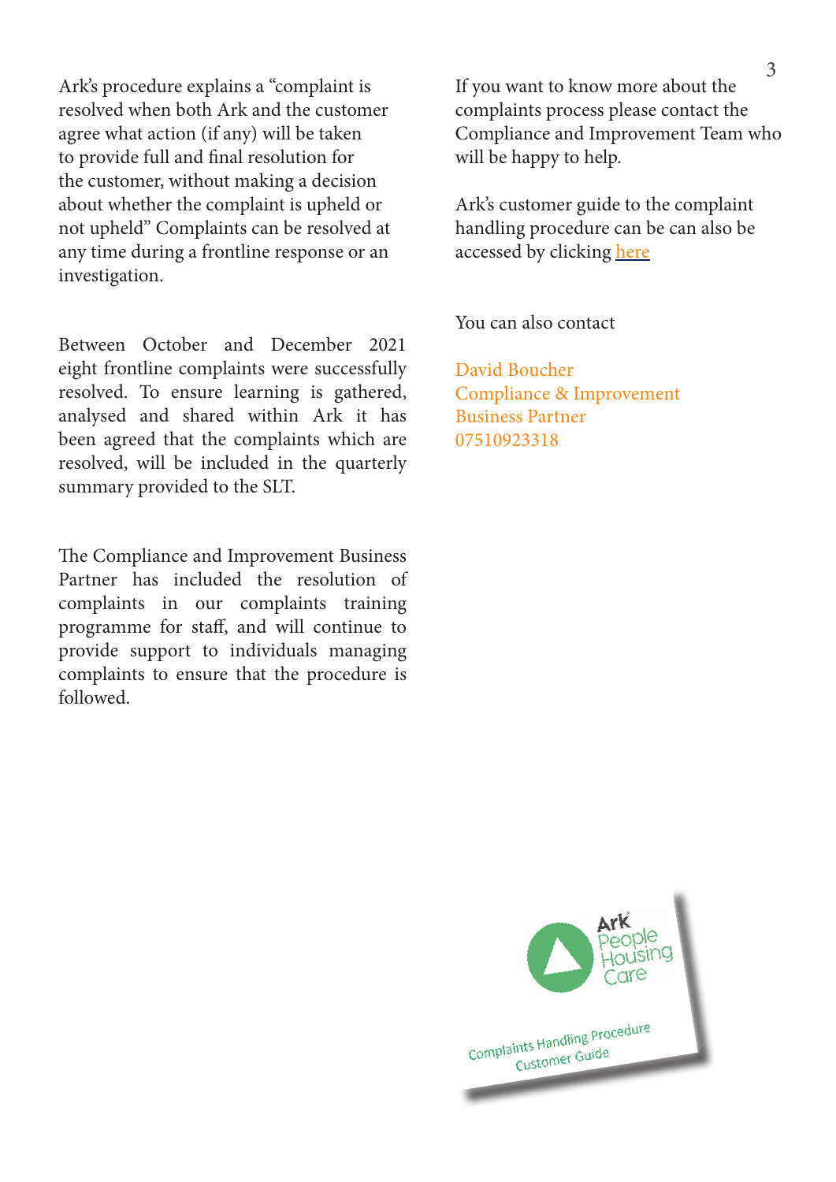Ark's procedure explains a "complaint is resolved when both Ark and the customer agree what action (if any) will be taken to provide full and final resolution for the customer, without making a decision about whether the complaint is upheld or not upheld" Complaints can be resolved at any time during a frontline response or an investigation.

Between October and December 2021 eight frontline complaints were successfully resolved. To ensure learning is gathered, analysed and shared within Ark it has been agreed that the complaints which are resolved, will be included in the quarterly summary provided to the SLT.

The Compliance and Improvement Business Partner has included the resolution of complaints in our complaints training programme for staff, and will continue to provide support to individuals managing complaints to ensure that the procedure is followed.

If you want to know more about the complaints process please contact the Compliance and Improvement Team who will be happy to help.

Ark's customer guide to the complaint handling procedure can be can also be accessed by clicking here

You can also contact

David Boucher
Compliance & Improvement
Business Partner
07510923318

Ark People Housing Care

Complaints Handling Procedure
Customer Guide